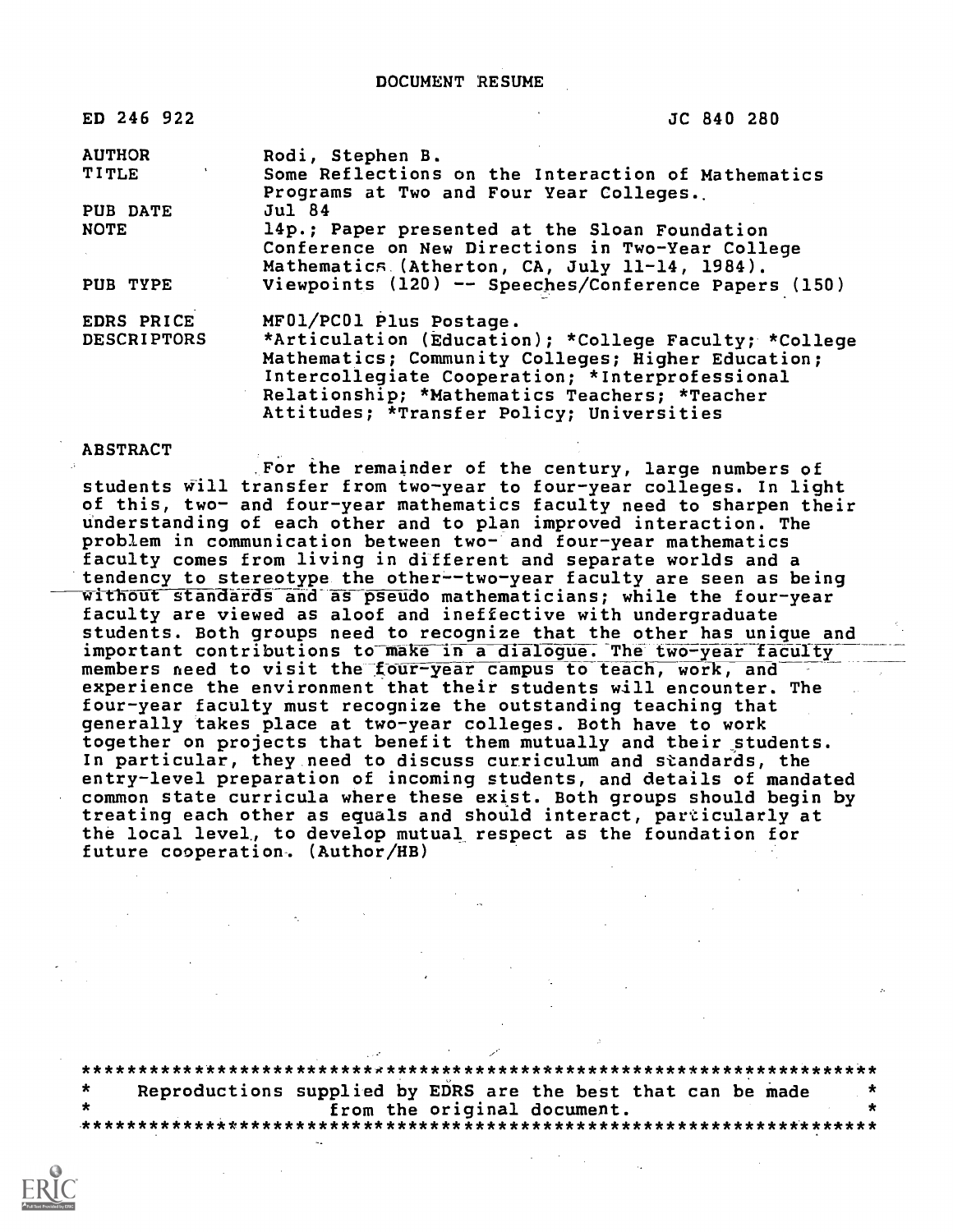# DOCUMENT RESUME

| | | |
|---|---|---|
| ED 246 922 | | JC 840 280 |
| AUTHOR | Rodi, Stephen B. | |
| TITLE | Some Reflections on the Interaction of Mathematics Programs at Two and Four Year Colleges. | |
| PUB DATE | Jul 84 | |
| NOTE | 14p.; Paper presented at the Sloan Foundation Conference on New Directions in Two-Year College Mathematics (Atherton, CA, July 11-14, 1984). | |
| PUB TYPE | Viewpoints (120) -- Speeches/Conference Papers (150) | |
| EDRS PRICE | MF01/PC01 Plus Postage. | |
| DESCRIPTORS | *Articulation (Education); *College Faculty; *College Mathematics; Community Colleges; Higher Education; Intercollegiate Cooperation; *Interprofessional Relationship; *Mathematics Teachers; *Teacher Attitudes; *Transfer Policy; Universities | |

## ABSTRACT

For the remainder of the century, large numbers of students will transfer from two-year to four-year colleges. In light of this, two- and four-year mathematics faculty need to sharpen their understanding of each other and to plan improved interaction. The problem in communication between two- and four-year mathematics faculty comes from living in different and separate worlds and a tendency to stereotype the other--two-year faculty are seen as being without standards and as pseudo mathematicians; while the four-year faculty are viewed as aloof and ineffective with undergraduate students. Both groups need to recognize that the other has unique and important contributions to make in a dialogue. The two-year faculty members need to visit the four-year campus to teach, work, and experience the environment that their students will encounter. The four-year faculty must recognize the outstanding teaching that generally takes place at two-year colleges. Both have to work together on projects that benefit them mutually and their students. In particular, they need to discuss curriculum and standards, the entry-level preparation of incoming students, and details of mandated common state curricula where these exist. Both groups should begin by treating each other as equals and should interact, particularly at the local level, to develop mutual respect as the foundation for future cooperation. (Author/HB)

***********************************************************************
* Reproductions supplied by EDRS are the best that can be made *
* from the original document. *
***********************************************************************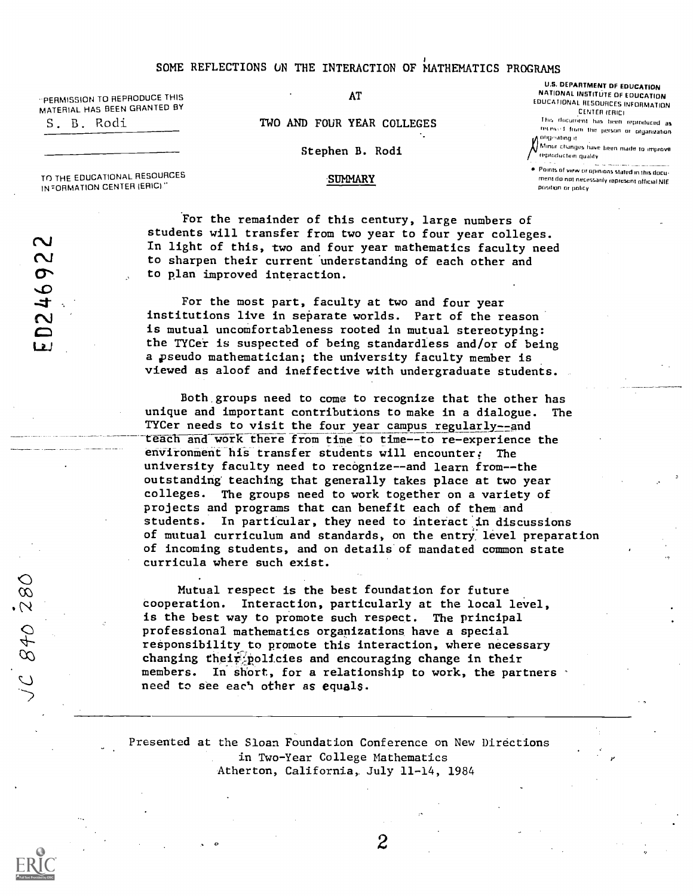# SOME REFLECTIONS ON THE INTERACTION OF MATHEMATICS PROGRAMS AT TWO AND FOUR YEAR COLLEGES

"PERMISSION TO REPRODUCE THIS MATERIAL HAS BEEN GRANTED BY

S. B. Rodi

TO THE EDUCATIONAL RESOURCES INFORMATION CENTER (ERIC)."

U.S. DEPARTMENT OF EDUCATION
NATIONAL INSTITUTE OF EDUCATION
EDUCATIONAL RESOURCES INFORMATION CENTER (ERIC)

This document has been reproduced as received from the person or organization originating it.

Minor changes have been made to improve reproduction quality.

- Points of view or opinions stated in this document do not necessarily represent official NIE position or policy.

Stephen B. Rodi

## SUMMARY

For the remainder of this century, large numbers of students will transfer from two year to four year colleges. In light of this, two and four year mathematics faculty need to sharpen their current understanding of each other and to plan improved interaction.

For the most part, faculty at two and four year institutions live in separate worlds. Part of the reason is mutual uncomfortableness rooted in mutual stereotyping: the TYCer is suspected of being standardless and/or of being a pseudo mathematician; the university faculty member is viewed as aloof and ineffective with undergraduate students.

Both groups need to come to recognize that the other has unique and important contributions to make in a dialogue. The TYCer needs to visit the four year campus regularly--and teach and work there from time to time--to re-experience the environment his transfer students will encounter. The university faculty need to recognize--and learn from--the outstanding teaching that generally takes place at two year colleges. The groups need to work together on a variety of projects and programs that can benefit each of them and students. In particular, they need to interact in discussions of mutual curriculum and standards, on the entry level preparation of incoming students, and on details of mandated common state curricula where such exist.

Mutual respect is the best foundation for future cooperation. Interaction, particularly at the local level, is the best way to promote such respect. The principal professional mathematics organizations have a special responsibility to promote this interaction, where necessary changing their policies and encouraging change in their members. In short, for a relationship to work, the partners need to see each other as equals.

Presented at the Sloan Foundation Conference on New Directions in Two-Year College Mathematics
Atherton, California, July 11-14, 1984

ED246922

JC 840 280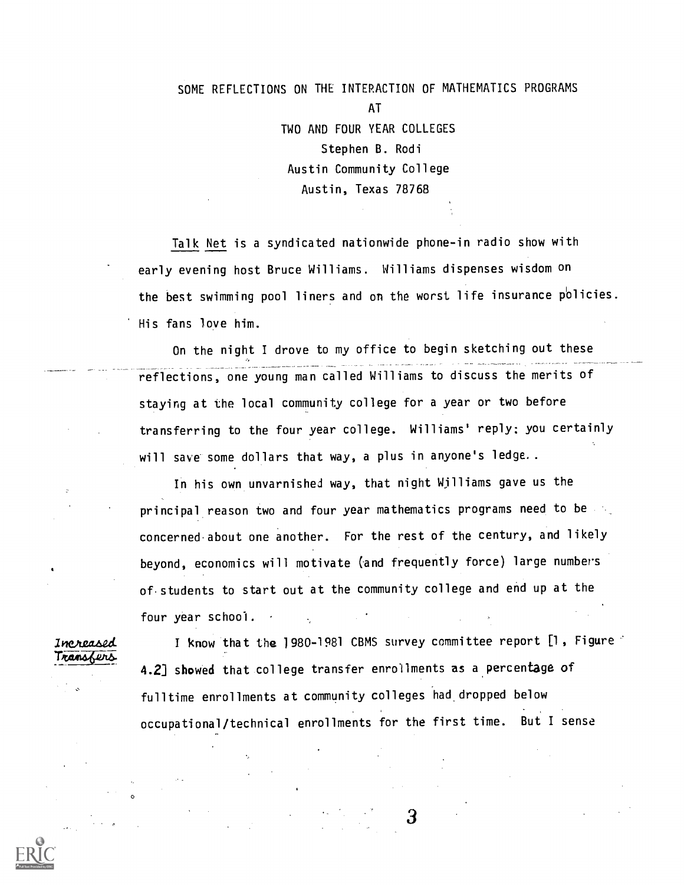# SOME REFLECTIONS ON THE INTERACTION OF MATHEMATICS PROGRAMS AT TWO AND FOUR YEAR COLLEGES

Stephen B. Rodi
Austin Community College
Austin, Texas 78768

Talk Net is a syndicated nationwide phone-in radio show with early evening host Bruce Williams. Williams dispenses wisdom on the best swimming pool liners and on the worst life insurance policies. His fans love him.

On the night I drove to my office to begin sketching out these reflections, one young man called Williams to discuss the merits of staying at the local community college for a year or two before transferring to the four year college. Williams' reply: you certainly will save some dollars that way, a plus in anyone's ledge..

In his own unvarnished way, that night Williams gave us the principal reason two and four year mathematics programs need to be concerned about one another. For the rest of the century, and likely beyond, economics will motivate (and frequently force) large numbers of students to start out at the community college and end up at the four year school.

*Increased Transfers*

I know that the 1980-1981 CBMS survey committee report [1, Figure 4.2] showed that college transfer enrollments as a percentage of fulltime enrollments at community colleges had dropped below occupational/technical enrollments for the first time. But I sense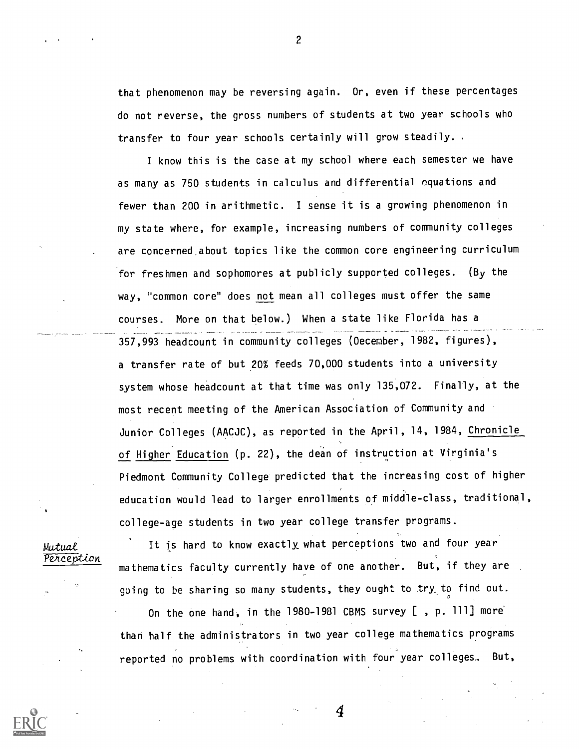that phenomenon may be reversing again. Or, even if these percentages do not reverse, the gross numbers of students at two year schools who transfer to four year schools certainly will grow steadily.

I know this is the case at my school where each semester we have as many as 750 students in calculus and differential equations and fewer than 200 in arithmetic. I sense it is a growing phenomenon in my state where, for example, increasing numbers of community colleges are concerned about topics like the common core engineering curriculum for freshmen and sophomores at publicly supported colleges. (By the way, "common core" does not mean all colleges must offer the same courses. More on that below.) When a state like Florida has a 357,993 headcount in community colleges (December, 1982, figures), a transfer rate of but 20% feeds 70,000 students into a university system whose headcount at that time was only 135,072. Finally, at the most recent meeting of the American Association of Community and Junior Colleges (AACJC), as reported in the April, 14, 1984, Chronicle of Higher Education (p. 22), the dean of instruction at Virginia's Piedmont Community College predicted that the increasing cost of higher education would lead to larger enrollments of middle-class, traditional, college-age students in two year college transfer programs.

*Mutual Perception*

It is hard to know exactly what perceptions two and four year mathematics faculty currently have of one another. But, if they are going to be sharing so many students, they ought to try to find out.

On the one hand, in the 1980-1981 CBMS survey [ , p. 111] more than half the administrators in two year college mathematics programs reported no problems with coordination with four year colleges. But,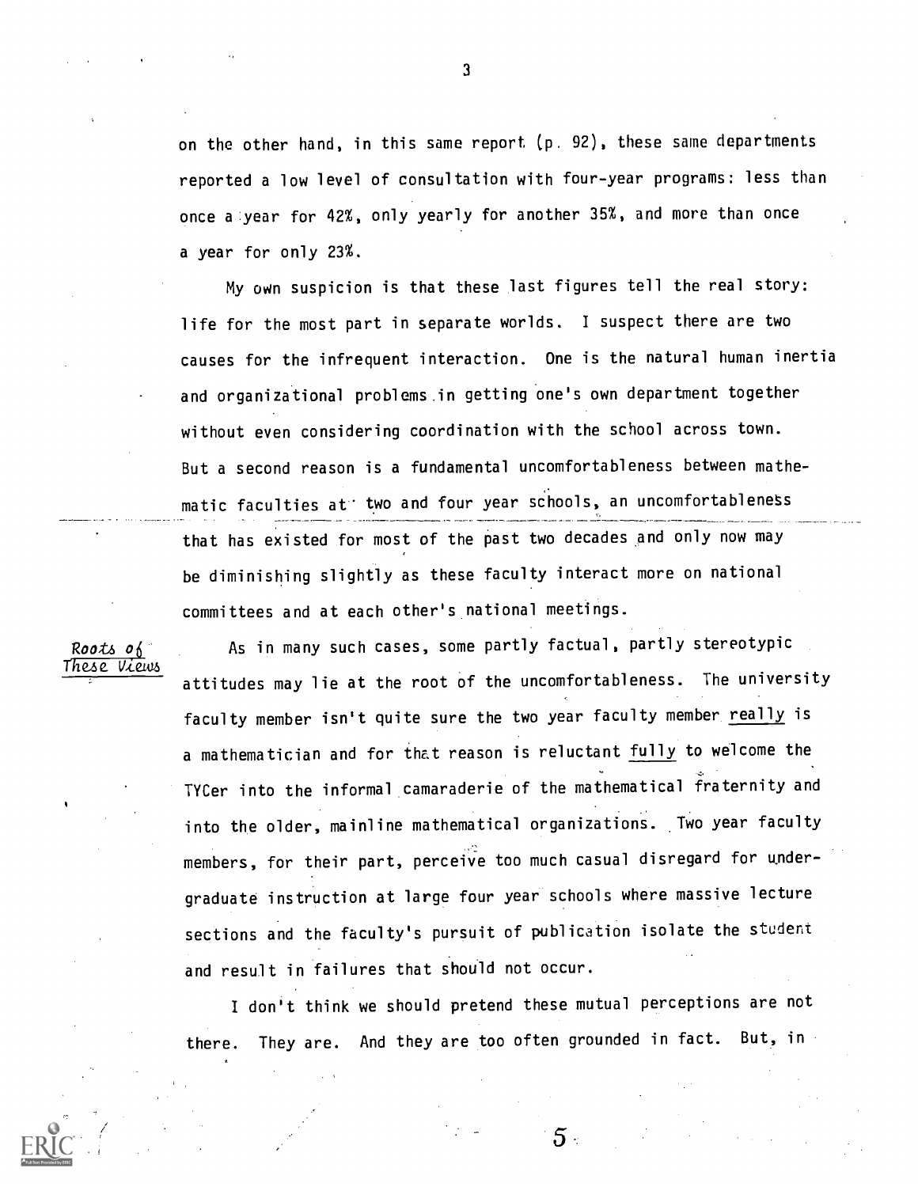on the other hand, in this same report (p. 92), these same departments reported a low level of consultation with four-year programs: less than once a year for 42%, only yearly for another 35%, and more than once a year for only 23%.

My own suspicion is that these last figures tell the real story: life for the most part in separate worlds. I suspect there are two causes for the infrequent interaction. One is the natural human inertia and organizational problems in getting one's own department together without even considering coordination with the school across town. But a second reason is a fundamental uncomfortableness between mathematic faculties at two and four year schools, an uncomfortableness that has existed for most of the past two decades and only now may be diminishing slightly as these faculty interact more on national committees and at each other's national meetings.

*Roots of These Views*

As in many such cases, some partly factual, partly stereotypic attitudes may lie at the root of the uncomfortableness. The university faculty member isn't quite sure the two year faculty member really is a mathematician and for that reason is reluctant fully to welcome the TYCer into the informal camaraderie of the mathematical fraternity and into the older, mainline mathematical organizations. Two year faculty members, for their part, perceive too much casual disregard for undergraduate instruction at large four year schools where massive lecture sections and the faculty's pursuit of publication isolate the student and result in failures that should not occur.

I don't think we should pretend these mutual perceptions are not there. They are. And they are too often grounded in fact. But, in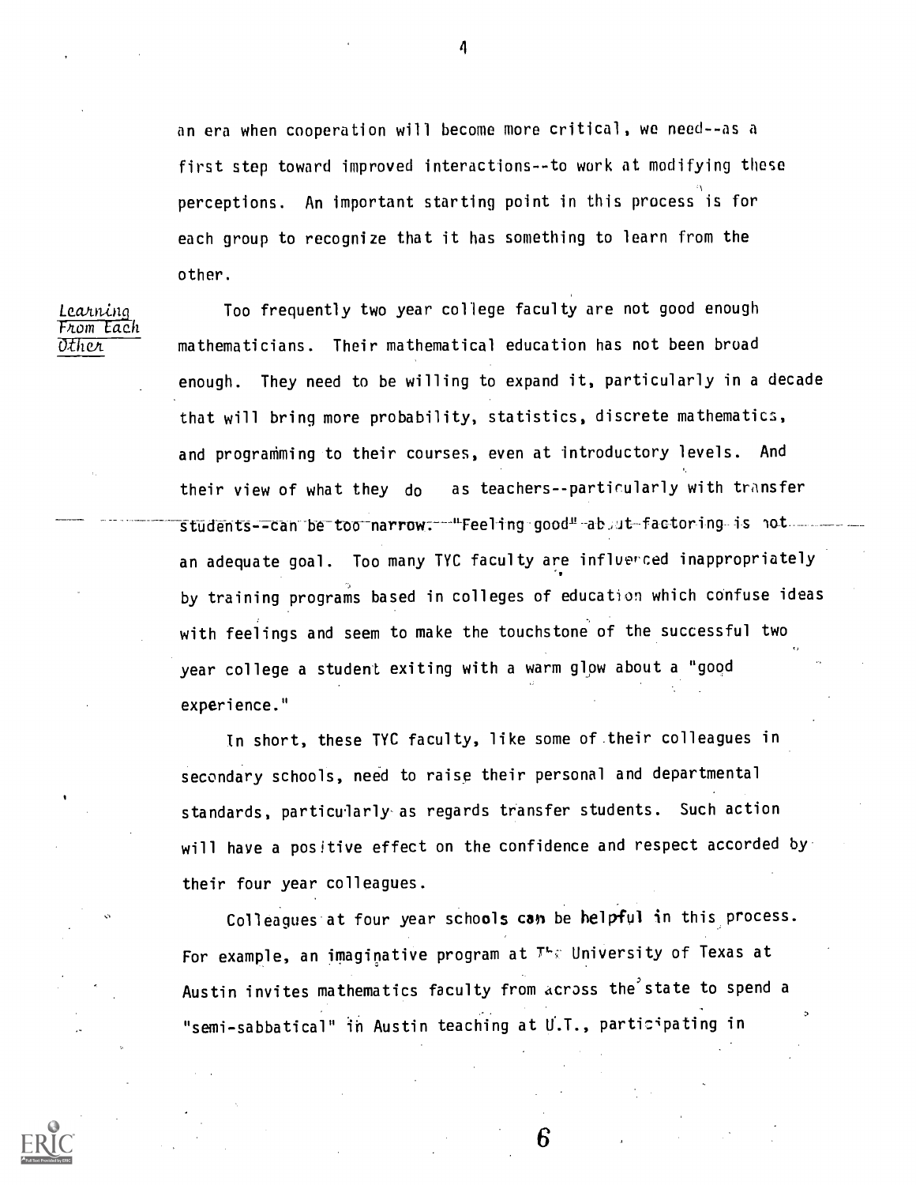an era when cooperation will become more critical, we need--as a first step toward improved interactions--to work at modifying these perceptions. An important starting point in this process is for each group to recognize that it has something to learn from the other.

*Learning From Each Other*

Too frequently two year college faculty are not good enough mathematicians. Their mathematical education has not been broad enough. They need to be willing to expand it, particularly in a decade that will bring more probability, statistics, discrete mathematics, and programming to their courses, even at introductory levels. And their view of what they do as teachers--particularly with transfer students--can be too narrow. "Feeling good" about factoring is not an adequate goal. Too many TYC faculty are influenced inappropriately by training programs based in colleges of education which confuse ideas with feelings and seem to make the touchstone of the successful two year college a student exiting with a warm glow about a "good experience."

In short, these TYC faculty, like some of their colleagues in secondary schools, need to raise their personal and departmental standards, particularly as regards transfer students. Such action will have a positive effect on the confidence and respect accorded by their four year colleagues.

Colleagues at four year schools can be helpful in this process. For example, an imaginative program at The University of Texas at Austin invites mathematics faculty from across the state to spend a "semi-sabbatical" in Austin teaching at U.T., participating in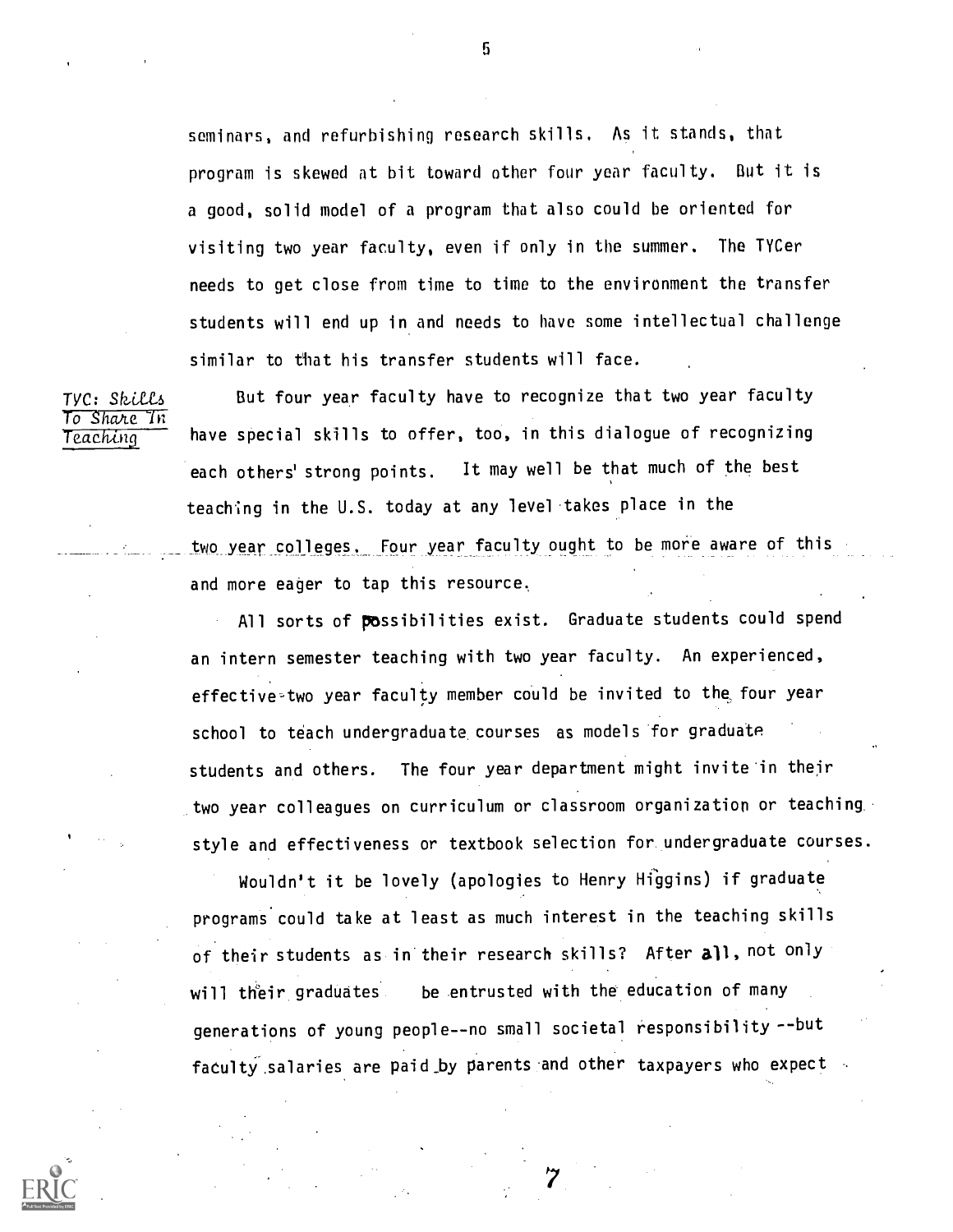seminars, and refurbishing research skills. As it stands, that program is skewed at bit toward other four year faculty. But it is a good, solid model of a program that also could be oriented for visiting two year faculty, even if only in the summer. The TYCer needs to get close from time to time to the environment the transfer students will end up in and needs to have some intellectual challenge similar to that his transfer students will face.

*TYC: Skills To Share In Teaching*

But four year faculty have to recognize that two year faculty have special skills to offer, too, in this dialogue of recognizing each others' strong points. It may well be that much of the best teaching in the U.S. today at any level takes place in the two year colleges. Four year faculty ought to be more aware of this and more eager to tap this resource.

All sorts of possibilities exist. Graduate students could spend an intern semester teaching with two year faculty. An experienced, effective two year faculty member could be invited to the four year school to teach undergraduate courses as models for graduate students and others. The four year department might invite in their two year colleagues on curriculum or classroom organization or teaching style and effectiveness or textbook selection for undergraduate courses.

Wouldn't it be lovely (apologies to Henry Higgins) if graduate programs could take at least as much interest in the teaching skills of their students as in their research skills? After all, not only will their graduates be entrusted with the education of many generations of young people--no small societal responsibility --but faculty salaries are paid by parents and other taxpayers who expect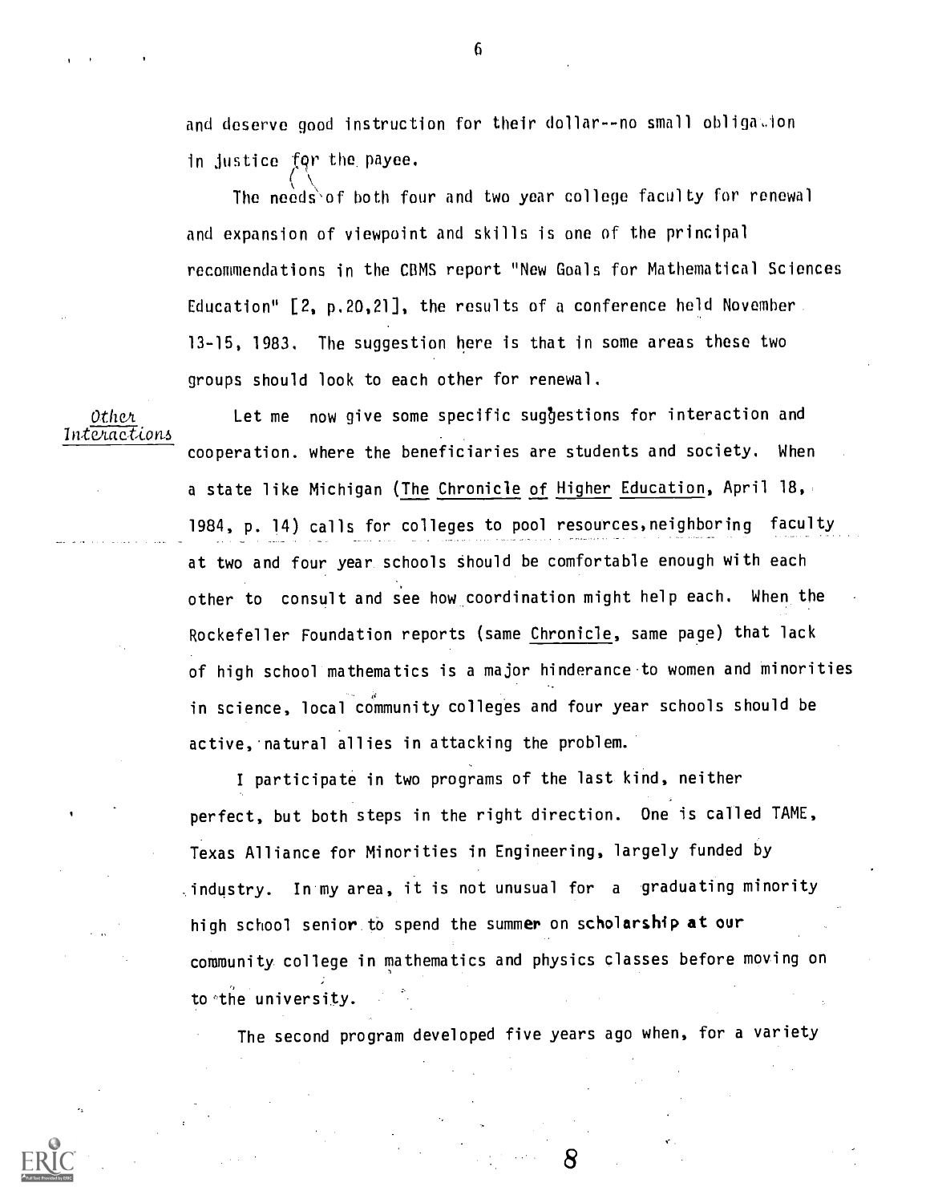and deserve good instruction for their dollar--no small obligation in justice for the payee.

The needs of both four and two year college faculty for renewal and expansion of viewpoint and skills is one of the principal recommendations in the CBMS report "New Goals for Mathematical Sciences Education" [2, p.20,21], the results of a conference held November 13-15, 1983. The suggestion here is that in some areas these two groups should look to each other for renewal.

*Other Interactions*

Let me now give some specific suggestions for interaction and cooperation where the beneficiaries are students and society. When a state like Michigan (The Chronicle of Higher Education, April 18, 1984, p. 14) calls for colleges to pool resources, neighboring faculty at two and four year schools should be comfortable enough with each other to consult and see how coordination might help each. When the Rockefeller Foundation reports (same Chronicle, same page) that lack of high school mathematics is a major hinderance to women and minorities in science, local community colleges and four year schools should be active, natural allies in attacking the problem.

I participate in two programs of the last kind, neither perfect, but both steps in the right direction. One is called TAME, Texas Alliance for Minorities in Engineering, largely funded by industry. In my area, it is not unusual for a graduating minority high school senior to spend the summer on scholarship at our community college in mathematics and physics classes before moving on to the university.

The second program developed five years ago when, for a variety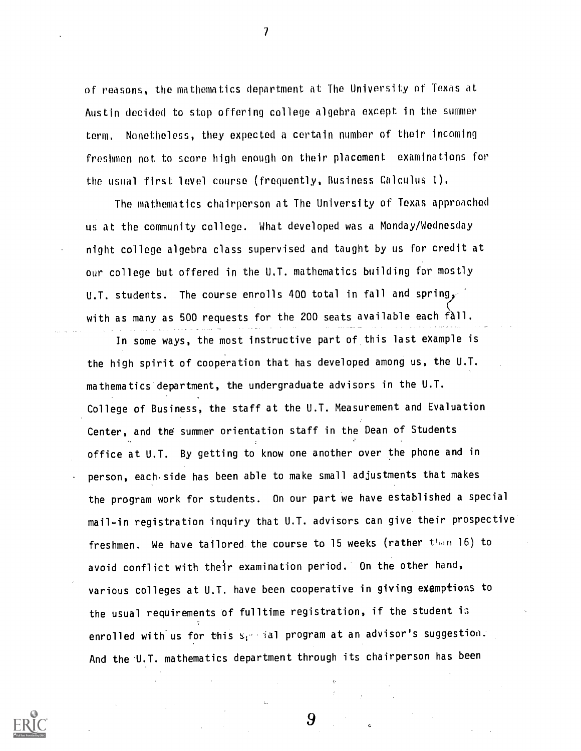of reasons, the mathematics department at The University of Texas at Austin decided to stop offering college algebra except in the summer term. Nonetheless, they expected a certain number of their incoming freshmen not to score high enough on their placement examinations for the usual first level course (frequently, Business Calculus I).

The mathematics chairperson at The University of Texas approached us at the community college. What developed was a Monday/Wednesday night college algebra class supervised and taught by us for credit at our college but offered in the U.T. mathematics building for mostly U.T. students. The course enrolls 400 total in fall and spring, with as many as 500 requests for the 200 seats available each fall.

In some ways, the most instructive part of this last example is the high spirit of cooperation that has developed among us, the U.T. mathematics department, the undergraduate advisors in the U.T. College of Business, the staff at the U.T. Measurement and Evaluation Center, and the summer orientation staff in the Dean of Students office at U.T. By getting to know one another over the phone and in person, each side has been able to make small adjustments that makes the program work for students. On our part we have established a special mail-in registration inquiry that U.T. advisors can give their prospective freshmen. We have tailored the course to 15 weeks (rather than 16) to avoid conflict with their examination period. On the other hand, various colleges at U.T. have been cooperative in giving exemptions to the usual requirements of fulltime registration, if the student is enrolled with us for this special program at an advisor's suggestion. And the U.T. mathematics department through its chairperson has been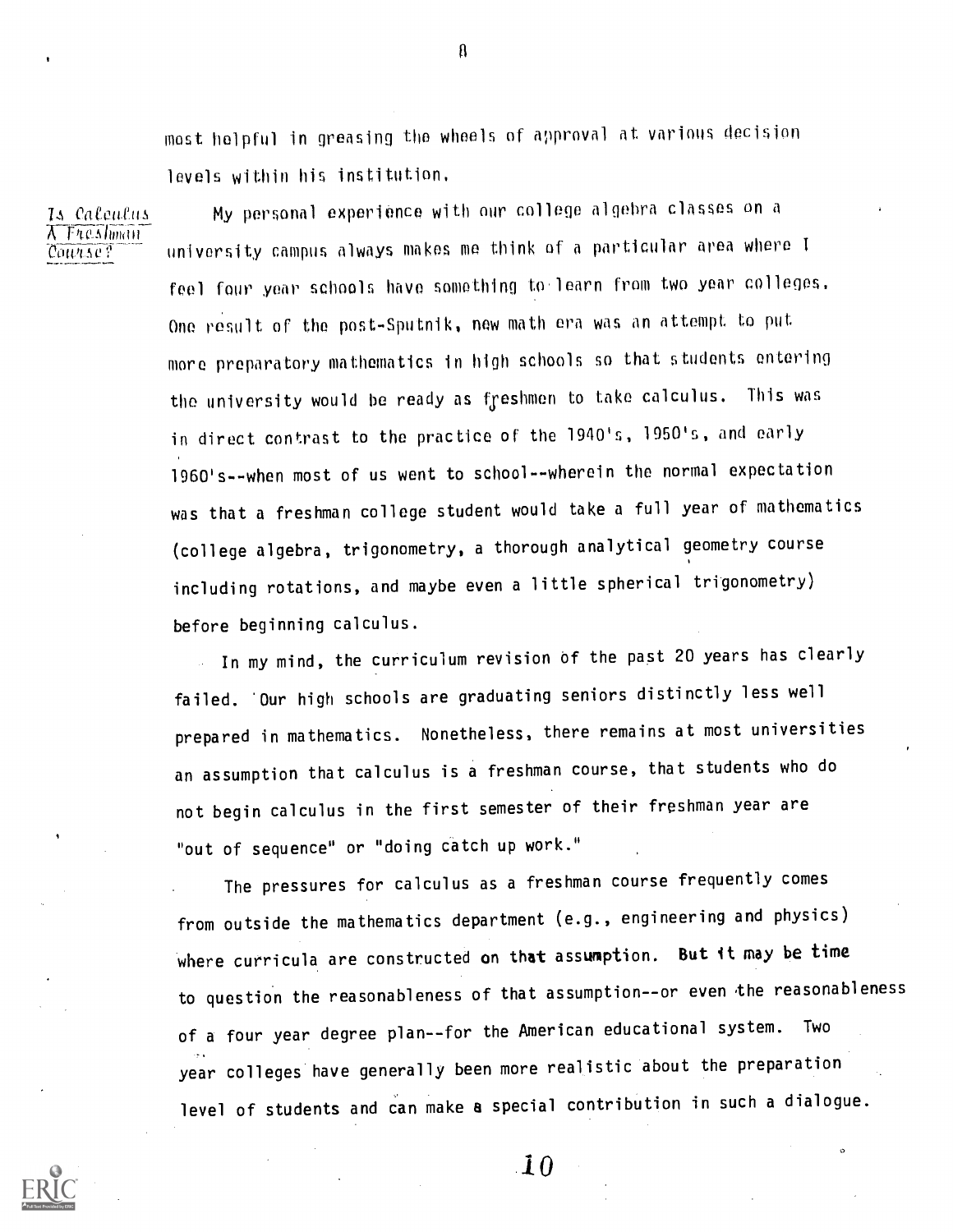most helpful in greasing the wheels of approval at various decision levels within his institution.

*Is Calculus A Freshman Course?*

My personal experience with our college algebra classes on a university campus always makes me think of a particular area where I feel four year schools have something to learn from two year colleges. One result of the post-Sputnik, new math era was an attempt to put more preparatory mathematics in high schools so that students entering the university would be ready as freshmen to take calculus. This was in direct contrast to the practice of the 1940's, 1950's, and early 1960's--when most of us went to school--wherein the normal expectation was that a freshman college student would take a full year of mathematics (college algebra, trigonometry, a thorough analytical geometry course including rotations, and maybe even a little spherical trigonometry) before beginning calculus.

In my mind, the curriculum revision of the past 20 years has clearly failed. Our high schools are graduating seniors distinctly less well prepared in mathematics. Nonetheless, there remains at most universities an assumption that calculus is a freshman course, that students who do not begin calculus in the first semester of their freshman year are "out of sequence" or "doing catch up work."

The pressures for calculus as a freshman course frequently comes from outside the mathematics department (e.g., engineering and physics) where curricula are constructed on that assumption. But it may be time to question the reasonableness of that assumption--or even the reasonableness of a four year degree plan--for the American educational system. Two year colleges have generally been more realistic about the preparation level of students and can make a special contribution in such a dialogue.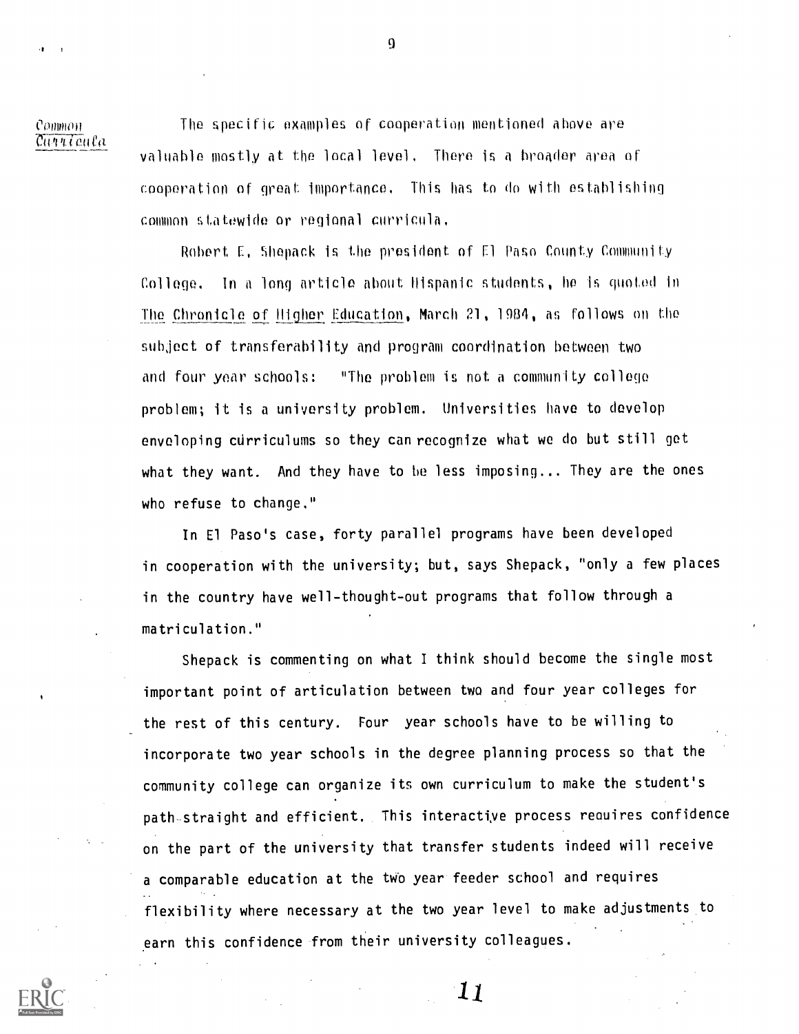*Common Curricula*

The specific examples of cooperation mentioned above are valuable mostly at the local level. There is a broader area of cooperation of great importance. This has to do with establishing common statewide or regional curricula.

Robert E. Shepack is the president of El Paso County Community College. In a long article about Hispanic students, he is quoted in The Chronicle of Higher Education, March 21, 1984, as follows on the subject of transferability and program coordination between two and four year schools: "The problem is not a community college problem; it is a university problem. Universities have to develop enveloping curriculums so they can recognize what we do but still get what they want. And they have to be less imposing... They are the ones who refuse to change."

In El Paso's case, forty parallel programs have been developed in cooperation with the university; but, says Shepack, "only a few places in the country have well-thought-out programs that follow through a matriculation."

Shepack is commenting on what I think should become the single most important point of articulation between two and four year colleges for the rest of this century. Four year schools have to be willing to incorporate two year schools in the degree planning process so that the community college can organize its own curriculum to make the student's path straight and efficient. This interactive process requires confidence on the part of the university that transfer students indeed will receive a comparable education at the two year feeder school and requires flexibility where necessary at the two year level to make adjustments to earn this confidence from their university colleagues.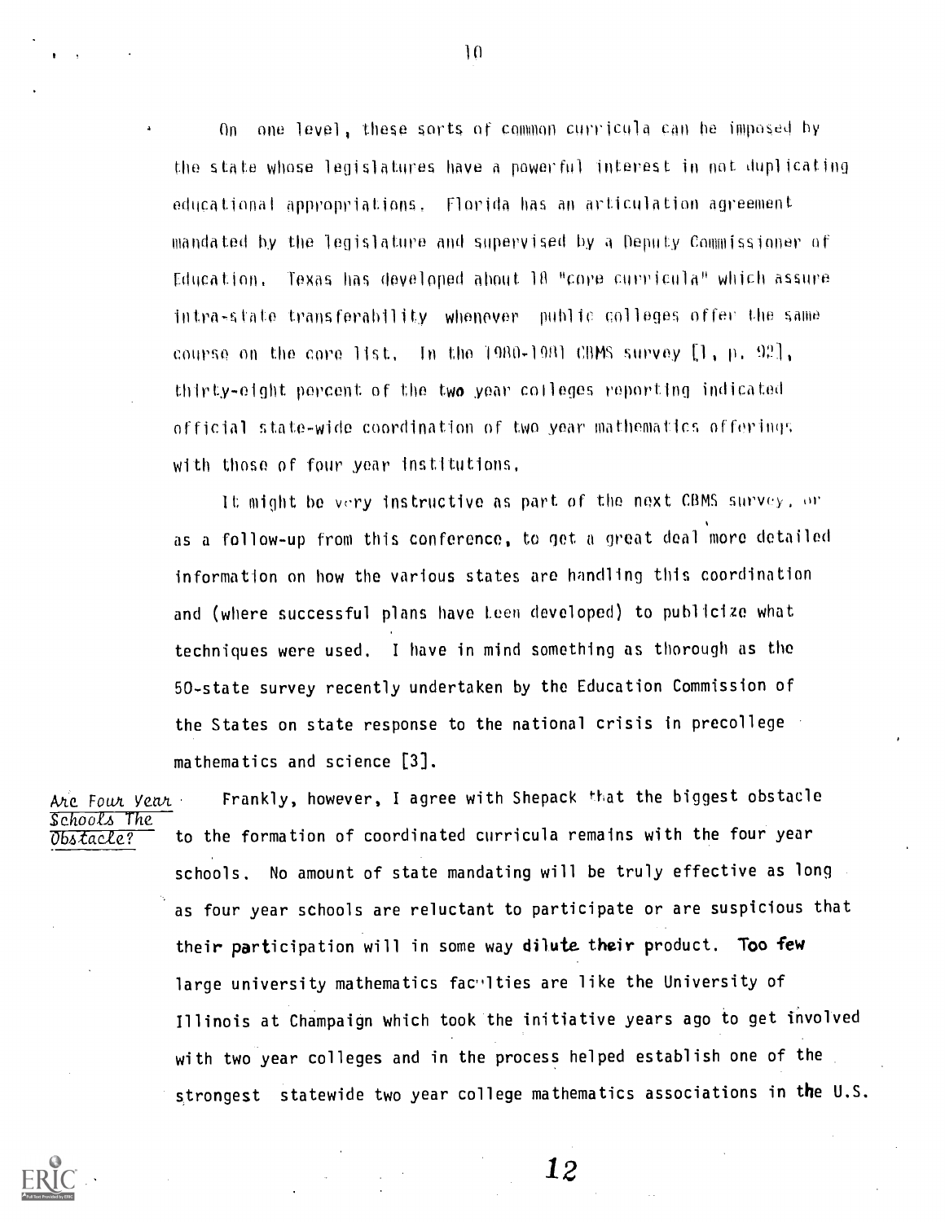On one level, these sorts of common curricula can be imposed by the state whose legislatures have a powerful interest in not duplicating educational appropriations. Florida has an articulation agreement mandated by the legislature and supervised by a Deputy Commissioner of Education. Texas has developed about 18 "core curricula" which assure intra-state transferability whenever public colleges offer the same course on the core list. In the 1980-1981 CBMS survey [1, p. 92], thirty-eight percent of the two year colleges reporting indicated official state-wide coordination of two year mathematics offerings with those of four year institutions.

It might be very instructive as part of the next CBMS survey, or as a follow-up from this conference, to get a great deal more detailed information on how the various states are handling this coordination and (where successful plans have been developed) to publicize what techniques were used. I have in mind something as thorough as the 50-state survey recently undertaken by the Education Commission of the States on state response to the national crisis in precollege mathematics and science [3].

*Are Four Year Schools The Obstacle?*

Frankly, however, I agree with Shepack that the biggest obstacle to the formation of coordinated curricula remains with the four year schools. No amount of state mandating will be truly effective as long as four year schools are reluctant to participate or are suspicious that their participation will in some way dilute their product. Too few large university mathematics faculties are like the University of Illinois at Champaign which took the initiative years ago to get involved with two year colleges and in the process helped establish one of the strongest statewide two year college mathematics associations in the U.S.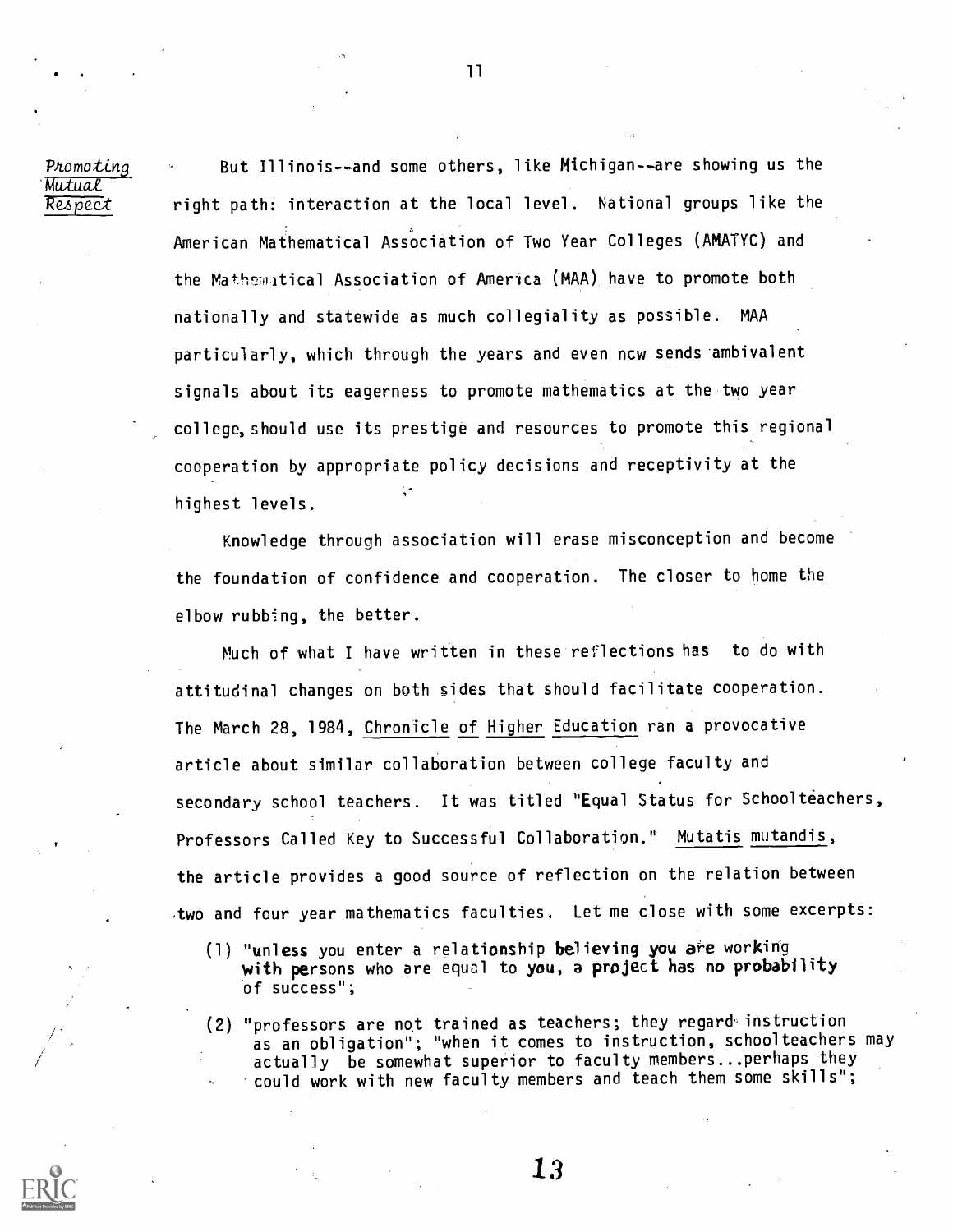*Promoting Mutual Respect*

But Illinois--and some others, like Michigan--are showing us the right path: interaction at the local level. National groups like the American Mathematical Association of Two Year Colleges (AMATYC) and the Mathematical Association of America (MAA) have to promote both nationally and statewide as much collegiality as possible. MAA particularly, which through the years and even now sends ambivalent signals about its eagerness to promote mathematics at the two year college, should use its prestige and resources to promote this regional cooperation by appropriate policy decisions and receptivity at the highest levels.

Knowledge through association will erase misconception and become the foundation of confidence and cooperation. The closer to home the elbow rubbing, the better.

Much of what I have written in these reflections has to do with attitudinal changes on both sides that should facilitate cooperation. The March 28, 1984, Chronicle of Higher Education ran a provocative article about similar collaboration between college faculty and secondary school teachers. It was titled "Equal Status for Schoolteachers, Professors Called Key to Successful Collaboration." Mutatis mutandis, the article provides a good source of reflection on the relation between two and four year mathematics faculties. Let me close with some excerpts:

(1) "unless you enter a relationship believing you are working with persons who are equal to you, a project has no probability of success";

(2) "professors are not trained as teachers; they regard instruction as an obligation"; "when it comes to instruction, schoolteachers may actually be somewhat superior to faculty members...perhaps they could work with new faculty members and teach them some skills";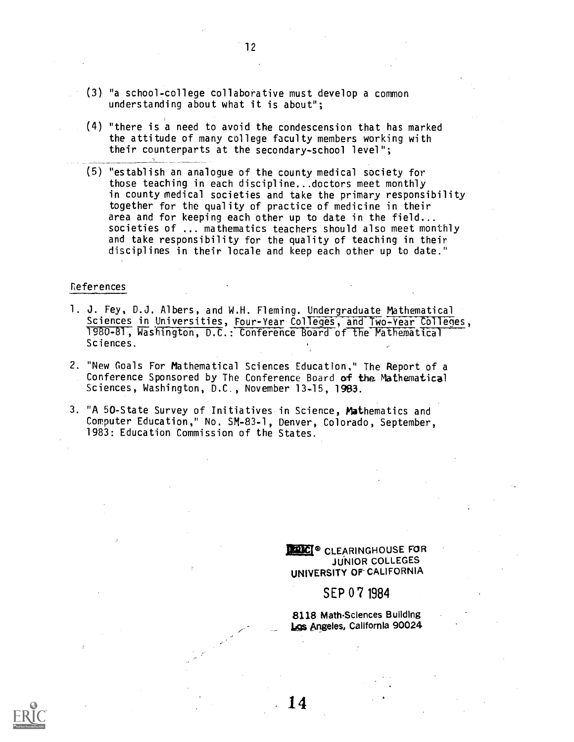(3) "a school-college collaborative must develop a common understanding about what it is about";

(4) "there is a need to avoid the condescension that has marked the attitude of many college faculty members working with their counterparts at the secondary-school level";

(5) "establish an analogue of the county medical society for those teaching in each discipline...doctors meet monthly in county medical societies and take the primary responsibility together for the quality of practice of medicine in their area and for keeping each other up to date in the field... societies of ... mathematics teachers should also meet monthly and take responsibility for the quality of teaching in their disciplines in their locale and keep each other up to date."

References

1. J. Fey, D.J. Albers, and W.H. Fleming. Undergraduate Mathematical Sciences in Universities, Four-Year Colleges, and Two-Year Colleges, 1980-81, Washington, D.C.: Conference Board of the Mathematical Sciences.

2. "New Goals For Mathematical Sciences Education," The Report of a Conference Sponsored by The Conference Board of the Mathematical Sciences, Washington, D.C., November 13-15, 1983.

3. "A 50-State Survey of Initiatives in Science, Mathematics and Computer Education," No. SM-83-1, Denver, Colorado, September, 1983: Education Commission of the States.

ERIC® CLEARINGHOUSE FOR JUNIOR COLLEGES
UNIVERSITY OF CALIFORNIA

SEP 07 1984

8118 Math-Sciences Building
Los Angeles, California 90024